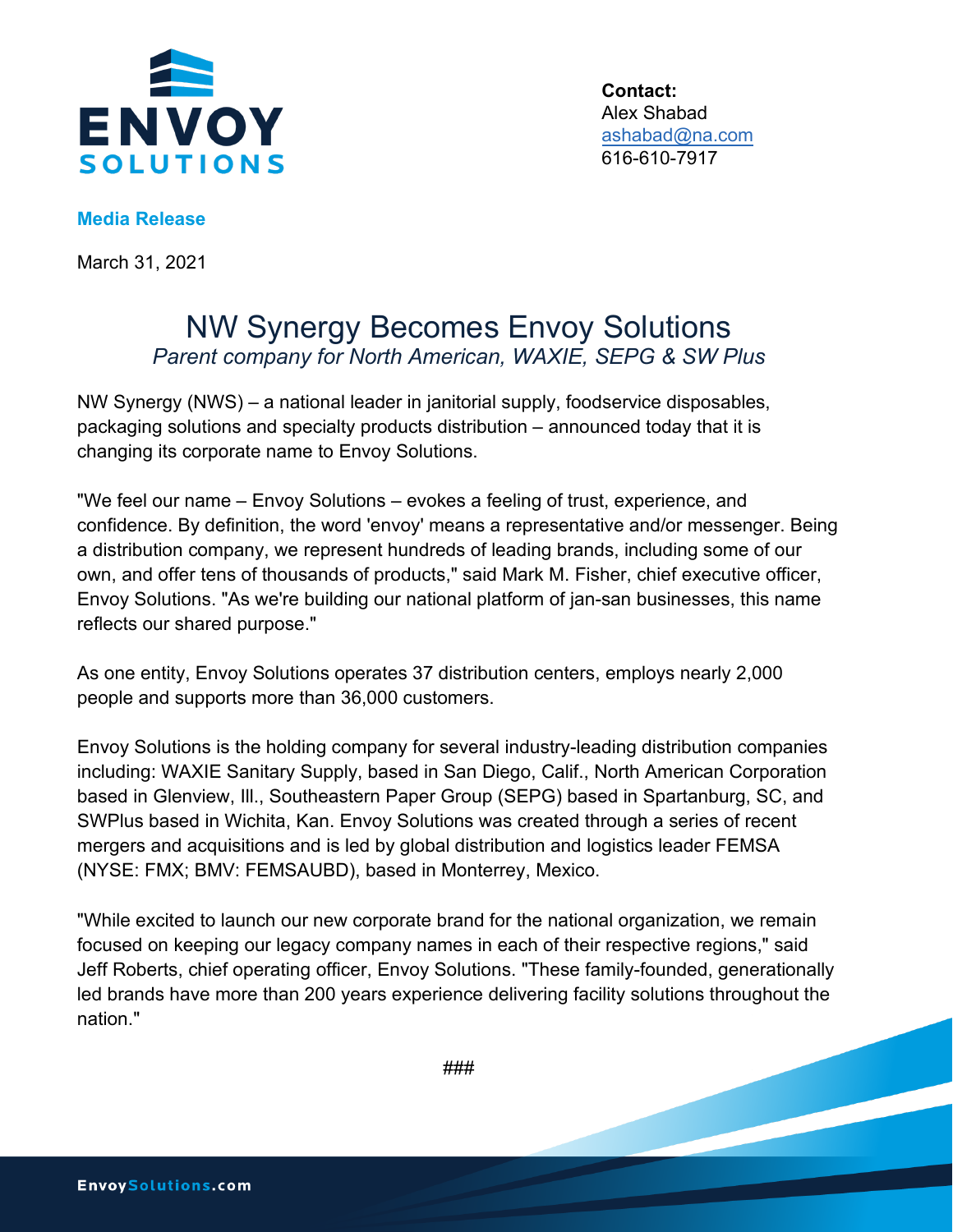**ENVOY SOLUTIONS**

**Contact:**
Alex Shabad
ashabad@na.com
616-610-7917

**Media Release**

March 31, 2021

# NW Synergy Becomes Envoy Solutions

*Parent company for North American, WAXIE, SEPG & SW Plus*

NW Synergy (NWS) – a national leader in janitorial supply, foodservice disposables, packaging solutions and specialty products distribution – announced today that it is changing its corporate name to Envoy Solutions.

"We feel our name – Envoy Solutions – evokes a feeling of trust, experience, and confidence. By definition, the word 'envoy' means a representative and/or messenger. Being a distribution company, we represent hundreds of leading brands, including some of our own, and offer tens of thousands of products," said Mark M. Fisher, chief executive officer, Envoy Solutions. "As we're building our national platform of jan-san businesses, this name reflects our shared purpose."

As one entity, Envoy Solutions operates 37 distribution centers, employs nearly 2,000 people and supports more than 36,000 customers.

Envoy Solutions is the holding company for several industry-leading distribution companies including: WAXIE Sanitary Supply, based in San Diego, Calif., North American Corporation based in Glenview, Ill., Southeastern Paper Group (SEPG) based in Spartanburg, SC, and SWPlus based in Wichita, Kan. Envoy Solutions was created through a series of recent mergers and acquisitions and is led by global distribution and logistics leader FEMSA (NYSE: FMX; BMV: FEMSAUBD), based in Monterrey, Mexico.

"While excited to launch our new corporate brand for the national organization, we remain focused on keeping our legacy company names in each of their respective regions," said Jeff Roberts, chief operating officer, Envoy Solutions. "These family-founded, generationally led brands have more than 200 years experience delivering facility solutions throughout the nation."

###

EnvoySolutions.com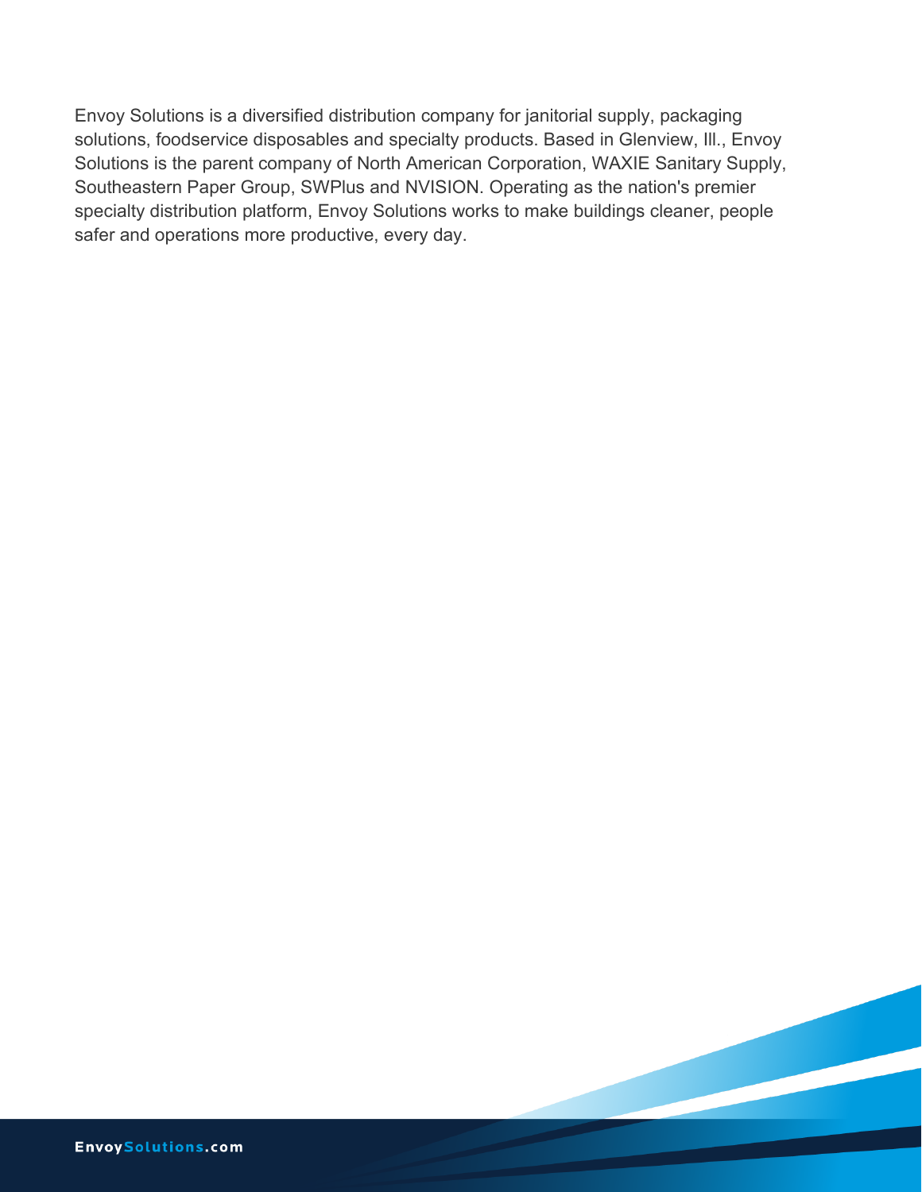Envoy Solutions is a diversified distribution company for janitorial supply, packaging solutions, foodservice disposables and specialty products. Based in Glenview, Ill., Envoy Solutions is the parent company of North American Corporation, WAXIE Sanitary Supply, Southeastern Paper Group, SWPlus and NVISION. Operating as the nation's premier specialty distribution platform, Envoy Solutions works to make buildings cleaner, people safer and operations more productive, every day.

EnvoySolutions.com